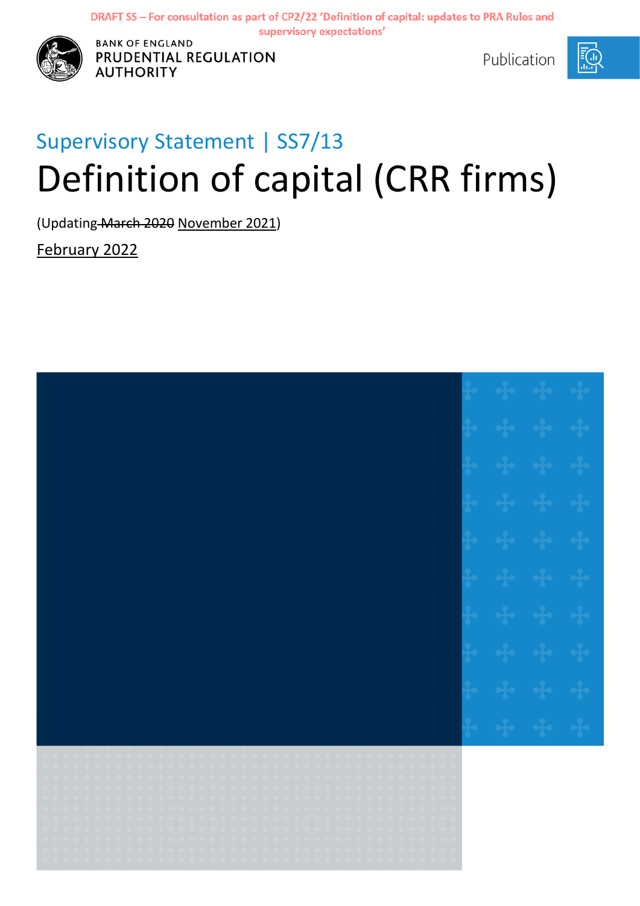DRAFT SS – For consultation as part of CP2/22 'Definition of capital: updates to PRA Rules and supervisory expectations'

BANK OF ENGLAND
PRUDENTIAL REGULATION AUTHORITY

Publication

Supervisory Statement | SS7/13

# Definition of capital (CRR firms)

(Updating ~~March 2020~~ November 2021)

February 2022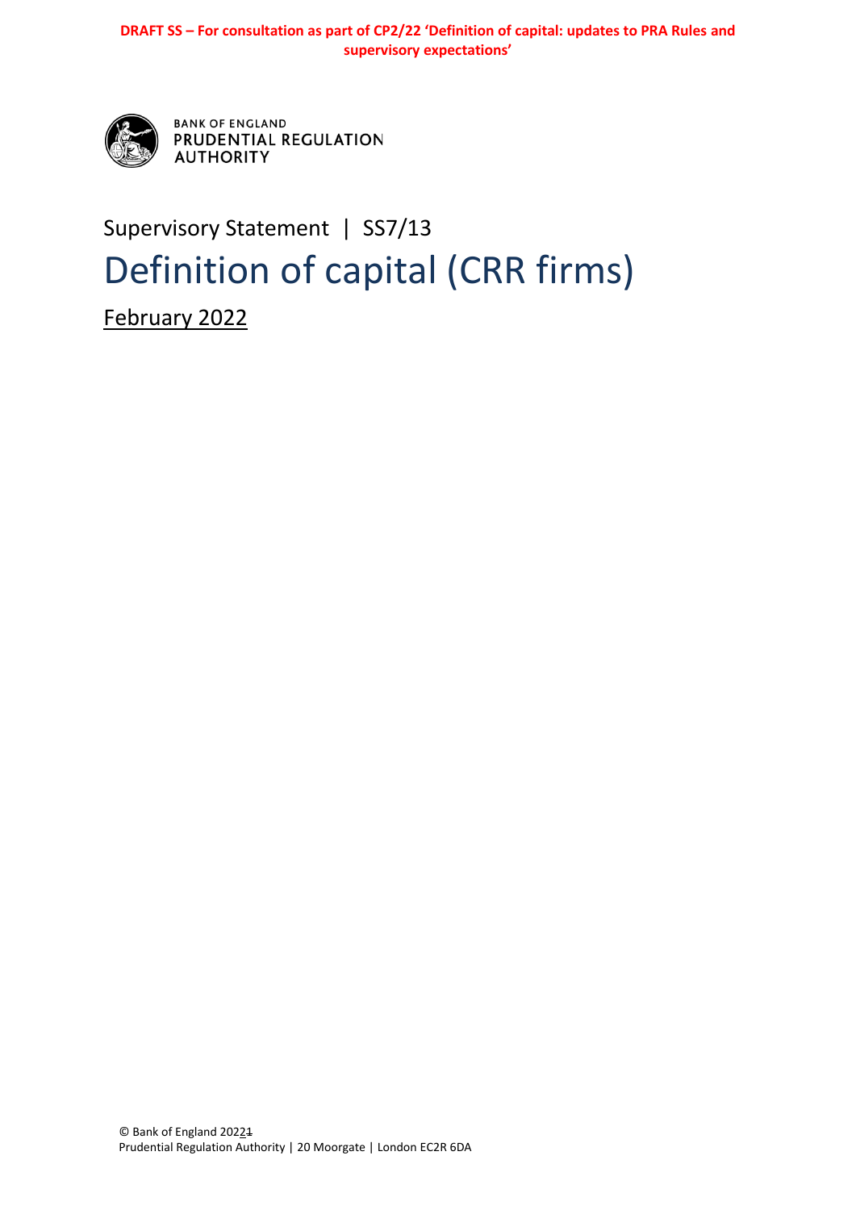**DRAFT SS – For consultation as part of CP2/22 'Definition of capital: updates to PRA Rules and supervisory expectations'**

BANK OF ENGLAND
PRUDENTIAL REGULATION AUTHORITY

Supervisory Statement | SS7/13

# Definition of capital (CRR firms)

February 2022

© Bank of England 20221
Prudential Regulation Authority | 20 Moorgate | London EC2R 6DA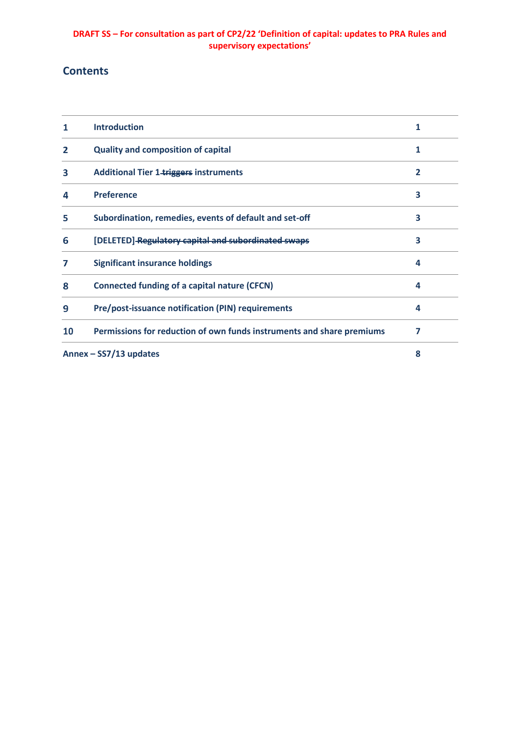**DRAFT SS – For consultation as part of CP2/22 'Definition of capital: updates to PRA Rules and supervisory expectations'**

## Contents

| | | |
|---|---|---|
| 1 | Introduction | 1 |
| 2 | Quality and composition of capital | 1 |
| 3 | Additional Tier 1 ~~triggers~~ instruments | 2 |
| 4 | Preference | 3 |
| 5 | Subordination, remedies, events of default and set-off | 3 |
| 6 | [DELETED] ~~Regulatory capital and subordinated swaps~~ | 3 |
| 7 | Significant insurance holdings | 4 |
| 8 | Connected funding of a capital nature (CFCN) | 4 |
| 9 | Pre/post-issuance notification (PIN) requirements | 4 |
| 10 | Permissions for reduction of own funds instruments and share premiums | 7 |
| Annex – SS7/13 updates | | 8 |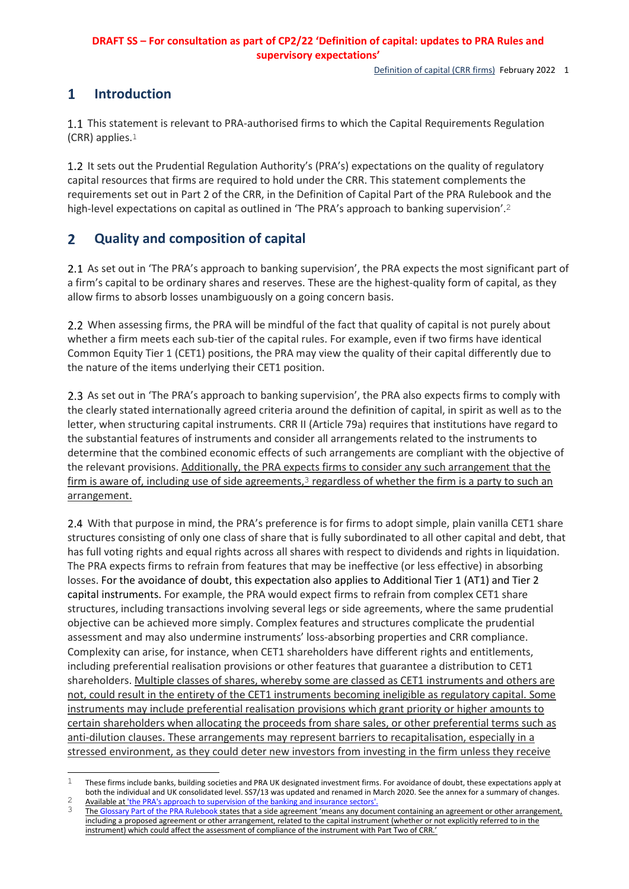**DRAFT SS – For consultation as part of CP2/22 'Definition of capital: updates to PRA Rules and supervisory expectations'**

# 1 Introduction

1.1 This statement is relevant to PRA-authorised firms to which the Capital Requirements Regulation (CRR) applies.[1]

1.2 It sets out the Prudential Regulation Authority's (PRA's) expectations on the quality of regulatory capital resources that firms are required to hold under the CRR. This statement complements the requirements set out in Part 2 of the CRR, in the Definition of Capital Part of the PRA Rulebook and the high-level expectations on capital as outlined in 'The PRA's approach to banking supervision'.[2]

# 2 Quality and composition of capital

2.1 As set out in 'The PRA's approach to banking supervision', the PRA expects the most significant part of a firm's capital to be ordinary shares and reserves. These are the highest-quality form of capital, as they allow firms to absorb losses unambiguously on a going concern basis.

2.2 When assessing firms, the PRA will be mindful of the fact that quality of capital is not purely about whether a firm meets each sub-tier of the capital rules. For example, even if two firms have identical Common Equity Tier 1 (CET1) positions, the PRA may view the quality of their capital differently due to the nature of the items underlying their CET1 position.

2.3 As set out in 'The PRA's approach to banking supervision', the PRA also expects firms to comply with the clearly stated internationally agreed criteria around the definition of capital, in spirit as well as to the letter, when structuring capital instruments. CRR II (Article 79a) requires that institutions have regard to the substantial features of instruments and consider all arrangements related to the instruments to determine that the combined economic effects of such arrangements are compliant with the objective of the relevant provisions. Additionally, the PRA expects firms to consider any such arrangement that the firm is aware of, including use of side agreements,[3] regardless of whether the firm is a party to such an arrangement.

2.4 With that purpose in mind, the PRA's preference is for firms to adopt simple, plain vanilla CET1 share structures consisting of only one class of share that is fully subordinated to all other capital and debt, that has full voting rights and equal rights across all shares with respect to dividends and rights in liquidation. The PRA expects firms to refrain from features that may be ineffective (or less effective) in absorbing losses. For the avoidance of doubt, this expectation also applies to Additional Tier 1 (AT1) and Tier 2 capital instruments. For example, the PRA would expect firms to refrain from complex CET1 share structures, including transactions involving several legs or side agreements, where the same prudential objective can be achieved more simply. Complex features and structures complicate the prudential assessment and may also undermine instruments' loss-absorbing properties and CRR compliance. Complexity can arise, for instance, when CET1 shareholders have different rights and entitlements, including preferential realisation provisions or other features that guarantee a distribution to CET1 shareholders. Multiple classes of shares, whereby some are classed as CET1 instruments and others are not, could result in the entirety of the CET1 instruments becoming ineligible as regulatory capital. Some instruments may include preferential realisation provisions which grant priority or higher amounts to certain shareholders when allocating the proceeds from share sales, or other preferential terms such as anti-dilution clauses. These arrangements may represent barriers to recapitalisation, especially in a stressed environment, as they could deter new investors from investing in the firm unless they receive

---

[1] These firms include banks, building societies and PRA UK designated investment firms. For avoidance of doubt, these expectations apply at both the individual and UK consolidated level. SS7/13 was updated and renamed in March 2020. See the annex for a summary of changes.

[2] Available at 'the PRA's approach to supervision of the banking and insurance sectors'.

[3] The Glossary Part of the PRA Rulebook states that a side agreement 'means any document containing an agreement or other arrangement, including a proposed agreement or other arrangement, related to the capital instrument (whether or not explicitly referred to in the instrument) which could affect the assessment of compliance of the instrument with Part Two of CRR.'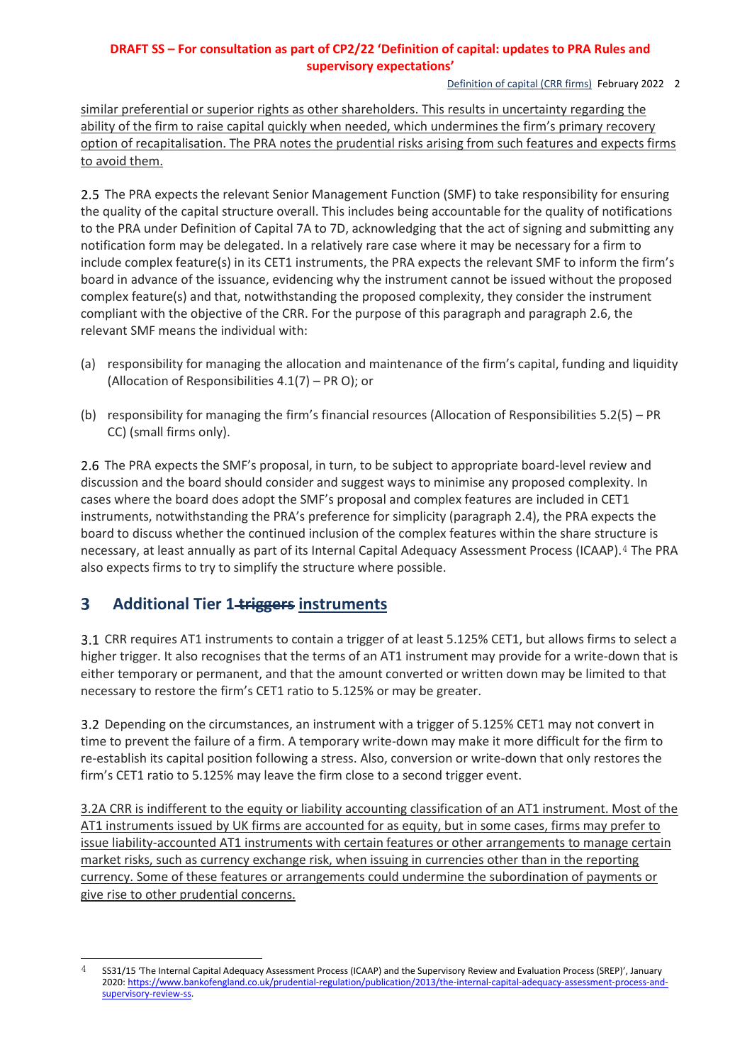similar preferential or superior rights as other shareholders. This results in uncertainty regarding the ability of the firm to raise capital quickly when needed, which undermines the firm's primary recovery option of recapitalisation. The PRA notes the prudential risks arising from such features and expects firms to avoid them.

2.5 The PRA expects the relevant Senior Management Function (SMF) to take responsibility for ensuring the quality of the capital structure overall. This includes being accountable for the quality of notifications to the PRA under Definition of Capital 7A to 7D, acknowledging that the act of signing and submitting any notification form may be delegated. In a relatively rare case where it may be necessary for a firm to include complex feature(s) in its CET1 instruments, the PRA expects the relevant SMF to inform the firm's board in advance of the issuance, evidencing why the instrument cannot be issued without the proposed complex feature(s) and that, notwithstanding the proposed complexity, they consider the instrument compliant with the objective of the CRR. For the purpose of this paragraph and paragraph 2.6, the relevant SMF means the individual with:

(a) responsibility for managing the allocation and maintenance of the firm's capital, funding and liquidity (Allocation of Responsibilities 4.1(7) – PR O); or

(b) responsibility for managing the firm's financial resources (Allocation of Responsibilities 5.2(5) – PR CC) (small firms only).

2.6 The PRA expects the SMF's proposal, in turn, to be subject to appropriate board-level review and discussion and the board should consider and suggest ways to minimise any proposed complexity. In cases where the board does adopt the SMF's proposal and complex features are included in CET1 instruments, notwithstanding the PRA's preference for simplicity (paragraph 2.4), the PRA expects the board to discuss whether the continued inclusion of the complex features within the share structure is necessary, at least annually as part of its Internal Capital Adequacy Assessment Process (ICAAP).[4] The PRA also expects firms to try to simplify the structure where possible.

## 3 Additional Tier 1 ~~triggers~~ instruments

3.1 CRR requires AT1 instruments to contain a trigger of at least 5.125% CET1, but allows firms to select a higher trigger. It also recognises that the terms of an AT1 instrument may provide for a write-down that is either temporary or permanent, and that the amount converted or written down may be limited to that necessary to restore the firm's CET1 ratio to 5.125% or may be greater.

3.2 Depending on the circumstances, an instrument with a trigger of 5.125% CET1 may not convert in time to prevent the failure of a firm. A temporary write-down may make it more difficult for the firm to re-establish its capital position following a stress. Also, conversion or write-down that only restores the firm's CET1 ratio to 5.125% may leave the firm close to a second trigger event.

3.2A CRR is indifferent to the equity or liability accounting classification of an AT1 instrument. Most of the AT1 instruments issued by UK firms are accounted for as equity, but in some cases, firms may prefer to issue liability-accounted AT1 instruments with certain features or other arrangements to manage certain market risks, such as currency exchange risk, when issuing in currencies other than in the reporting currency. Some of these features or arrangements could undermine the subordination of payments or give rise to other prudential concerns.

[4] SS31/15 'The Internal Capital Adequacy Assessment Process (ICAAP) and the Supervisory Review and Evaluation Process (SREP)', January 2020: https://www.bankofengland.co.uk/prudential-regulation/publication/2013/the-internal-capital-adequacy-assessment-process-and-supervisory-review-ss.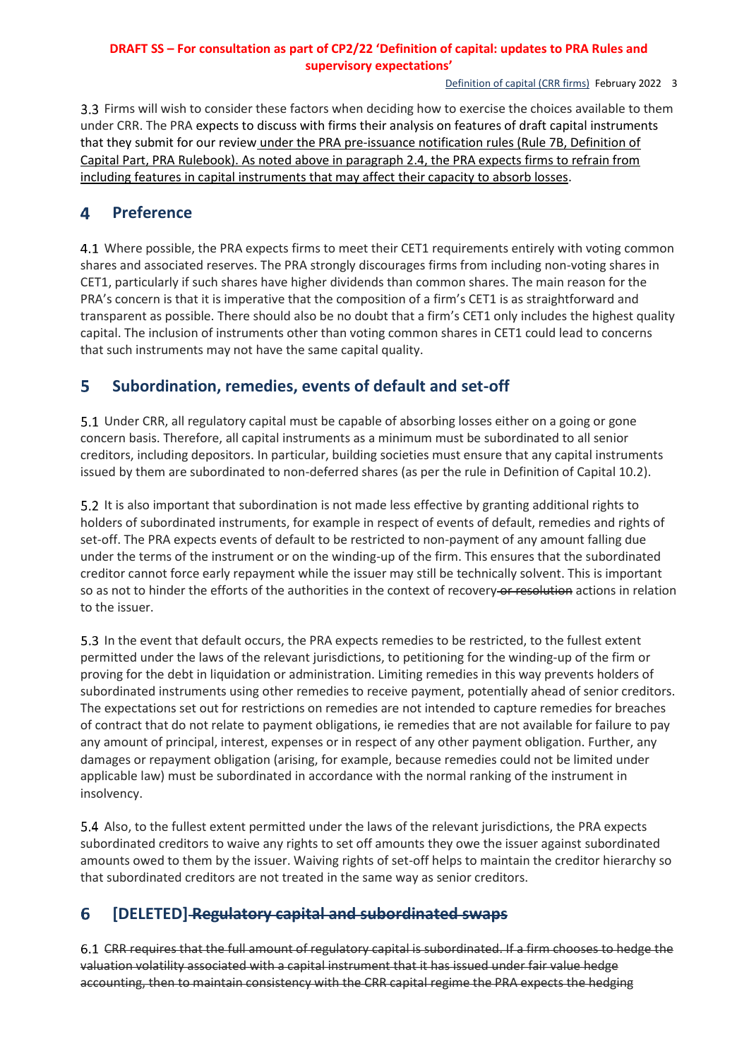3.3 Firms will wish to consider these factors when deciding how to exercise the choices available to them under CRR. The PRA expects to discuss with firms their analysis on features of draft capital instruments that they submit for our review under the PRA pre-issuance notification rules (Rule 7B, Definition of Capital Part, PRA Rulebook). As noted above in paragraph 2.4, the PRA expects firms to refrain from including features in capital instruments that may affect their capacity to absorb losses.

## 4 Preference

4.1 Where possible, the PRA expects firms to meet their CET1 requirements entirely with voting common shares and associated reserves. The PRA strongly discourages firms from including non-voting shares in CET1, particularly if such shares have higher dividends than common shares. The main reason for the PRA's concern is that it is imperative that the composition of a firm's CET1 is as straightforward and transparent as possible. There should also be no doubt that a firm's CET1 only includes the highest quality capital. The inclusion of instruments other than voting common shares in CET1 could lead to concerns that such instruments may not have the same capital quality.

## 5 Subordination, remedies, events of default and set-off

5.1 Under CRR, all regulatory capital must be capable of absorbing losses either on a going or gone concern basis. Therefore, all capital instruments as a minimum must be subordinated to all senior creditors, including depositors. In particular, building societies must ensure that any capital instruments issued by them are subordinated to non-deferred shares (as per the rule in Definition of Capital 10.2).

5.2 It is also important that subordination is not made less effective by granting additional rights to holders of subordinated instruments, for example in respect of events of default, remedies and rights of set-off. The PRA expects events of default to be restricted to non-payment of any amount falling due under the terms of the instrument or on the winding-up of the firm. This ensures that the subordinated creditor cannot force early repayment while the issuer may still be technically solvent. This is important so as not to hinder the efforts of the authorities in the context of recovery ~~or resolution~~ actions in relation to the issuer.

5.3 In the event that default occurs, the PRA expects remedies to be restricted, to the fullest extent permitted under the laws of the relevant jurisdictions, to petitioning for the winding-up of the firm or proving for the debt in liquidation or administration. Limiting remedies in this way prevents holders of subordinated instruments using other remedies to receive payment, potentially ahead of senior creditors. The expectations set out for restrictions on remedies are not intended to capture remedies for breaches of contract that do not relate to payment obligations, ie remedies that are not available for failure to pay any amount of principal, interest, expenses or in respect of any other payment obligation. Further, any damages or repayment obligation (arising, for example, because remedies could not be limited under applicable law) must be subordinated in accordance with the normal ranking of the instrument in insolvency.

5.4 Also, to the fullest extent permitted under the laws of the relevant jurisdictions, the PRA expects subordinated creditors to waive any rights to set off amounts they owe the issuer against subordinated amounts owed to them by the issuer. Waiving rights of set-off helps to maintain the creditor hierarchy so that subordinated creditors are not treated in the same way as senior creditors.

## 6 [DELETED] ~~Regulatory capital and subordinated swaps~~

6.1 ~~CRR requires that the full amount of regulatory capital is subordinated. If a firm chooses to hedge the valuation volatility associated with a capital instrument that it has issued under fair value hedge accounting, then to maintain consistency with the CRR capital regime the PRA expects the hedging~~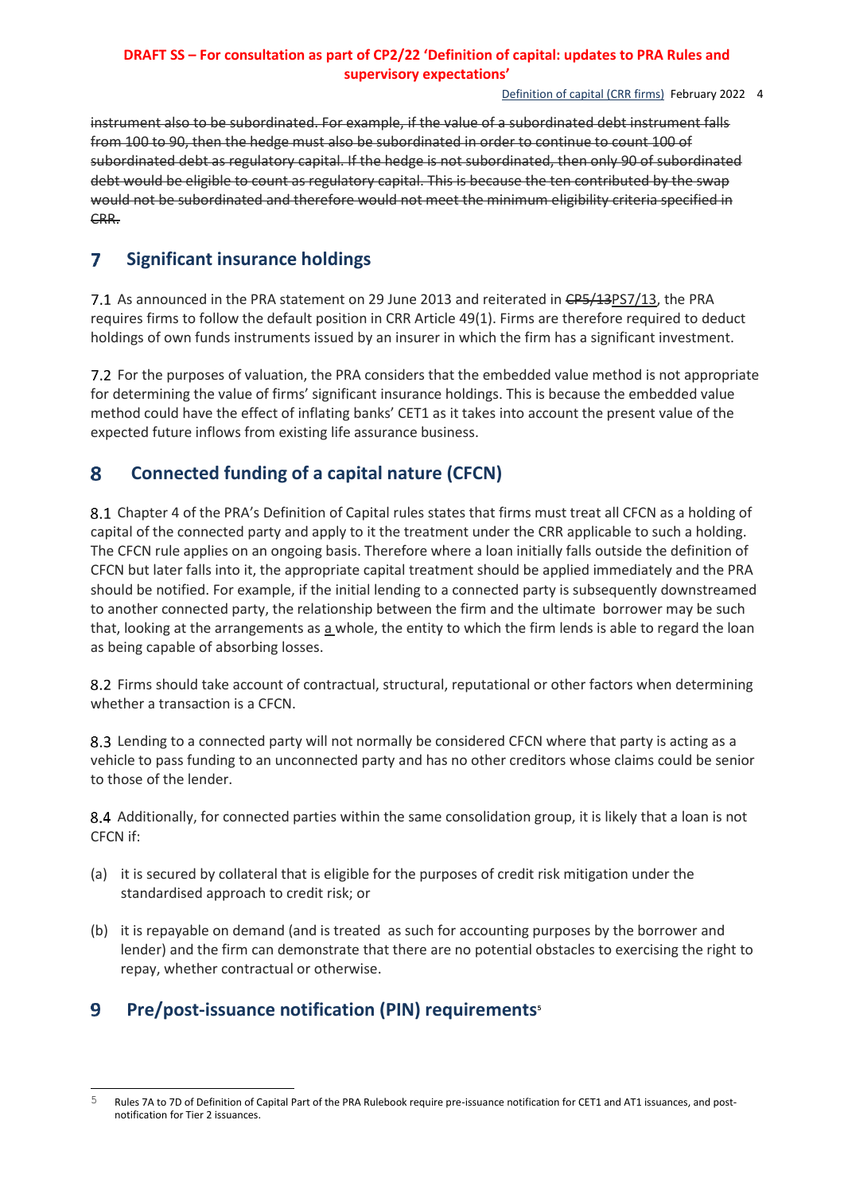~~instrument also to be subordinated. For example, if the value of a subordinated debt instrument falls from 100 to 90, then the hedge must also be subordinated in order to continue to count 100 of subordinated debt as regulatory capital. If the hedge is not subordinated, then only 90 of subordinated debt would be eligible to count as regulatory capital. This is because the ten contributed by the swap would not be subordinated and therefore would not meet the minimum eligibility criteria specified in CRR.~~

## 7 Significant insurance holdings

7.1 As announced in the PRA statement on 29 June 2013 and reiterated in ~~CP5/13~~PS7/13, the PRA requires firms to follow the default position in CRR Article 49(1). Firms are therefore required to deduct holdings of own funds instruments issued by an insurer in which the firm has a significant investment.

7.2 For the purposes of valuation, the PRA considers that the embedded value method is not appropriate for determining the value of firms' significant insurance holdings. This is because the embedded value method could have the effect of inflating banks' CET1 as it takes into account the present value of the expected future inflows from existing life assurance business.

## 8 Connected funding of a capital nature (CFCN)

8.1 Chapter 4 of the PRA's Definition of Capital rules states that firms must treat all CFCN as a holding of capital of the connected party and apply to it the treatment under the CRR applicable to such a holding. The CFCN rule applies on an ongoing basis. Therefore where a loan initially falls outside the definition of CFCN but later falls into it, the appropriate capital treatment should be applied immediately and the PRA should be notified. For example, if the initial lending to a connected party is subsequently downstreamed to another connected party, the relationship between the firm and the ultimate borrower may be such that, looking at the arrangements as a whole, the entity to which the firm lends is able to regard the loan as being capable of absorbing losses.

8.2 Firms should take account of contractual, structural, reputational or other factors when determining whether a transaction is a CFCN.

8.3 Lending to a connected party will not normally be considered CFCN where that party is acting as a vehicle to pass funding to an unconnected party and has no other creditors whose claims could be senior to those of the lender.

8.4 Additionally, for connected parties within the same consolidation group, it is likely that a loan is not CFCN if:

(a) it is secured by collateral that is eligible for the purposes of credit risk mitigation under the standardised approach to credit risk; or

(b) it is repayable on demand (and is treated as such for accounting purposes by the borrower and lender) and the firm can demonstrate that there are no potential obstacles to exercising the right to repay, whether contractual or otherwise.

## 9 Pre/post-issuance notification (PIN) requirements[5]

[5] Rules 7A to 7D of Definition of Capital Part of the PRA Rulebook require pre-issuance notification for CET1 and AT1 issuances, and post-notification for Tier 2 issuances.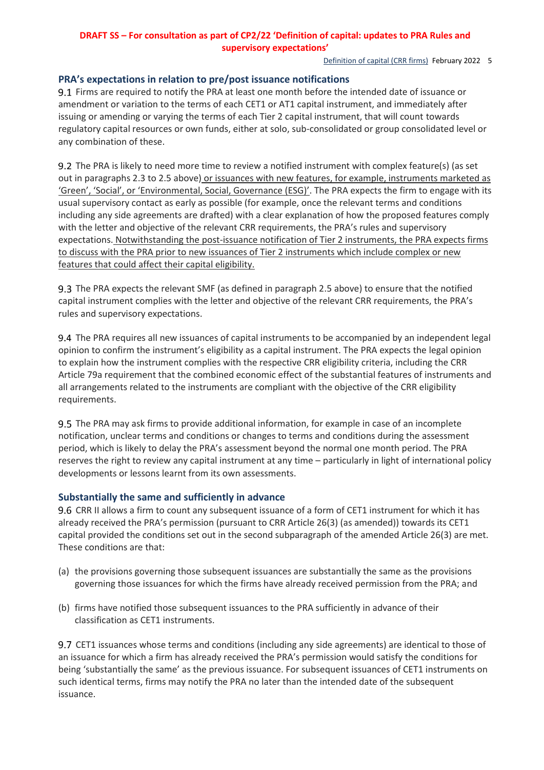## PRA's expectations in relation to pre/post issuance notifications

9.1 Firms are required to notify the PRA at least one month before the intended date of issuance or amendment or variation to the terms of each CET1 or AT1 capital instrument, and immediately after issuing or amending or varying the terms of each Tier 2 capital instrument, that will count towards regulatory capital resources or own funds, either at solo, sub-consolidated or group consolidated level or any combination of these.

9.2 The PRA is likely to need more time to review a notified instrument with complex feature(s) (as set out in paragraphs 2.3 to 2.5 above) or issuances with new features, for example, instruments marketed as 'Green', 'Social', or 'Environmental, Social, Governance (ESG)'. The PRA expects the firm to engage with its usual supervisory contact as early as possible (for example, once the relevant terms and conditions including any side agreements are drafted) with a clear explanation of how the proposed features comply with the letter and objective of the relevant CRR requirements, the PRA's rules and supervisory expectations. Notwithstanding the post-issuance notification of Tier 2 instruments, the PRA expects firms to discuss with the PRA prior to new issuances of Tier 2 instruments which include complex or new features that could affect their capital eligibility.

9.3 The PRA expects the relevant SMF (as defined in paragraph 2.5 above) to ensure that the notified capital instrument complies with the letter and objective of the relevant CRR requirements, the PRA's rules and supervisory expectations.

9.4 The PRA requires all new issuances of capital instruments to be accompanied by an independent legal opinion to confirm the instrument's eligibility as a capital instrument. The PRA expects the legal opinion to explain how the instrument complies with the respective CRR eligibility criteria, including the CRR Article 79a requirement that the combined economic effect of the substantial features of instruments and all arrangements related to the instruments are compliant with the objective of the CRR eligibility requirements.

9.5 The PRA may ask firms to provide additional information, for example in case of an incomplete notification, unclear terms and conditions or changes to terms and conditions during the assessment period, which is likely to delay the PRA's assessment beyond the normal one month period. The PRA reserves the right to review any capital instrument at any time – particularly in light of international policy developments or lessons learnt from its own assessments.

## Substantially the same and sufficiently in advance

9.6 CRR II allows a firm to count any subsequent issuance of a form of CET1 instrument for which it has already received the PRA's permission (pursuant to CRR Article 26(3) (as amended)) towards its CET1 capital provided the conditions set out in the second subparagraph of the amended Article 26(3) are met. These conditions are that:

(a) the provisions governing those subsequent issuances are substantially the same as the provisions governing those issuances for which the firms have already received permission from the PRA; and

(b) firms have notified those subsequent issuances to the PRA sufficiently in advance of their classification as CET1 instruments.

9.7 CET1 issuances whose terms and conditions (including any side agreements) are identical to those of an issuance for which a firm has already received the PRA's permission would satisfy the conditions for being 'substantially the same' as the previous issuance. For subsequent issuances of CET1 instruments on such identical terms, firms may notify the PRA no later than the intended date of the subsequent issuance.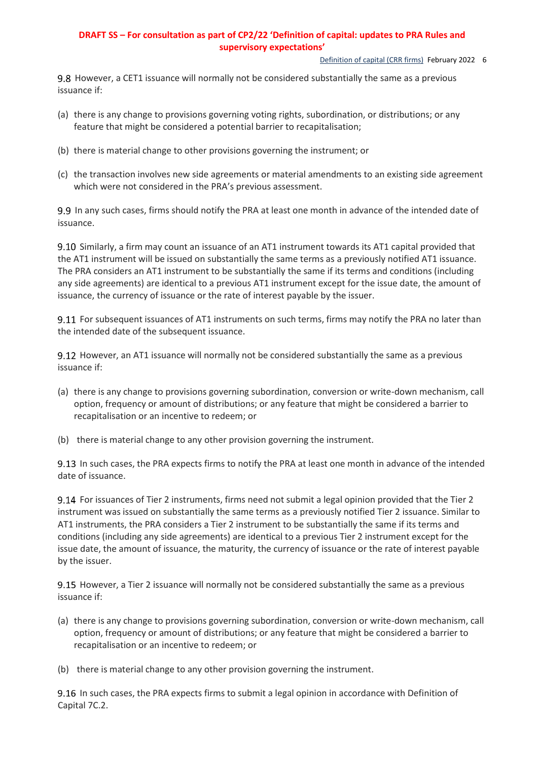9.8 However, a CET1 issuance will normally not be considered substantially the same as a previous issuance if:

(a) there is any change to provisions governing voting rights, subordination, or distributions; or any feature that might be considered a potential barrier to recapitalisation;

(b) there is material change to other provisions governing the instrument; or

(c) the transaction involves new side agreements or material amendments to an existing side agreement which were not considered in the PRA's previous assessment.

9.9 In any such cases, firms should notify the PRA at least one month in advance of the intended date of issuance.

9.10 Similarly, a firm may count an issuance of an AT1 instrument towards its AT1 capital provided that the AT1 instrument will be issued on substantially the same terms as a previously notified AT1 issuance. The PRA considers an AT1 instrument to be substantially the same if its terms and conditions (including any side agreements) are identical to a previous AT1 instrument except for the issue date, the amount of issuance, the currency of issuance or the rate of interest payable by the issuer.

9.11 For subsequent issuances of AT1 instruments on such terms, firms may notify the PRA no later than the intended date of the subsequent issuance.

9.12 However, an AT1 issuance will normally not be considered substantially the same as a previous issuance if:

(a) there is any change to provisions governing subordination, conversion or write-down mechanism, call option, frequency or amount of distributions; or any feature that might be considered a barrier to recapitalisation or an incentive to redeem; or

(b) there is material change to any other provision governing the instrument.

9.13 In such cases, the PRA expects firms to notify the PRA at least one month in advance of the intended date of issuance.

9.14 For issuances of Tier 2 instruments, firms need not submit a legal opinion provided that the Tier 2 instrument was issued on substantially the same terms as a previously notified Tier 2 issuance. Similar to AT1 instruments, the PRA considers a Tier 2 instrument to be substantially the same if its terms and conditions (including any side agreements) are identical to a previous Tier 2 instrument except for the issue date, the amount of issuance, the maturity, the currency of issuance or the rate of interest payable by the issuer.

9.15 However, a Tier 2 issuance will normally not be considered substantially the same as a previous issuance if:

(a) there is any change to provisions governing subordination, conversion or write-down mechanism, call option, frequency or amount of distributions; or any feature that might be considered a barrier to recapitalisation or an incentive to redeem; or

(b) there is material change to any other provision governing the instrument.

9.16 In such cases, the PRA expects firms to submit a legal opinion in accordance with Definition of Capital 7C.2.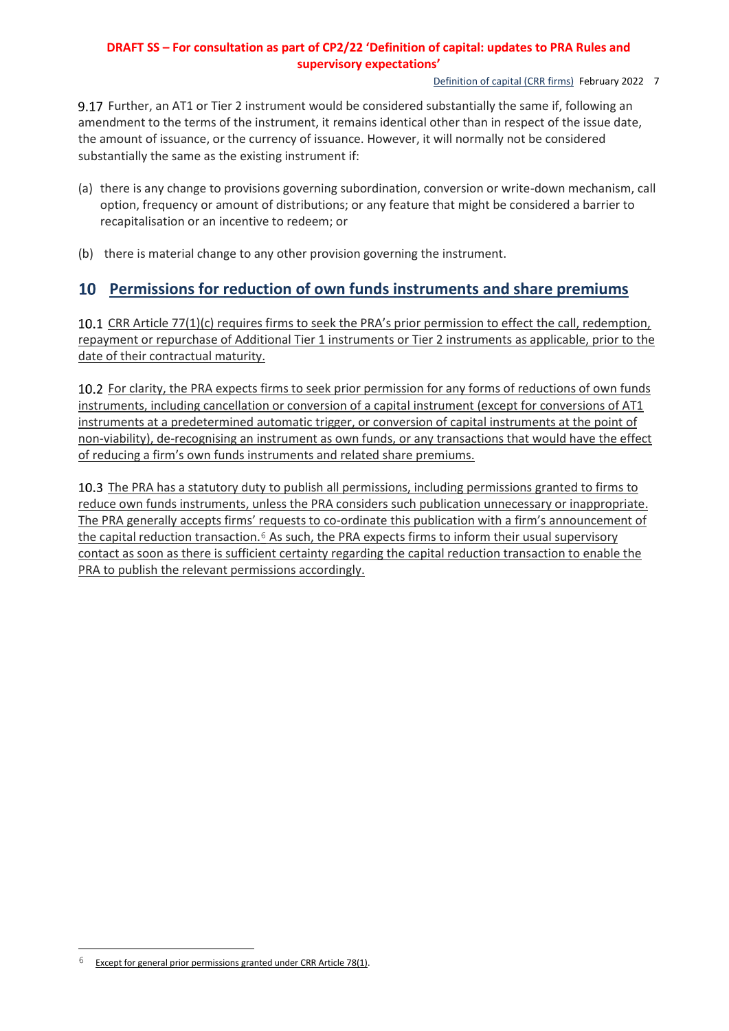9.17 Further, an AT1 or Tier 2 instrument would be considered substantially the same if, following an amendment to the terms of the instrument, it remains identical other than in respect of the issue date, the amount of issuance, or the currency of issuance. However, it will normally not be considered substantially the same as the existing instrument if:

(a) there is any change to provisions governing subordination, conversion or write-down mechanism, call option, frequency or amount of distributions; or any feature that might be considered a barrier to recapitalisation or an incentive to redeem; or

(b) there is material change to any other provision governing the instrument.

## 10 Permissions for reduction of own funds instruments and share premiums

10.1 CRR Article 77(1)(c) requires firms to seek the PRA's prior permission to effect the call, redemption, repayment or repurchase of Additional Tier 1 instruments or Tier 2 instruments as applicable, prior to the date of their contractual maturity.

10.2 For clarity, the PRA expects firms to seek prior permission for any forms of reductions of own funds instruments, including cancellation or conversion of a capital instrument (except for conversions of AT1 instruments at a predetermined automatic trigger, or conversion of capital instruments at the point of non-viability), de-recognising an instrument as own funds, or any transactions that would have the effect of reducing a firm's own funds instruments and related share premiums.

10.3 The PRA has a statutory duty to publish all permissions, including permissions granted to firms to reduce own funds instruments, unless the PRA considers such publication unnecessary or inappropriate. The PRA generally accepts firms' requests to co-ordinate this publication with a firm's announcement of the capital reduction transaction.[6] As such, the PRA expects firms to inform their usual supervisory contact as soon as there is sufficient certainty regarding the capital reduction transaction to enable the PRA to publish the relevant permissions accordingly.

[6] Except for general prior permissions granted under CRR Article 78(1).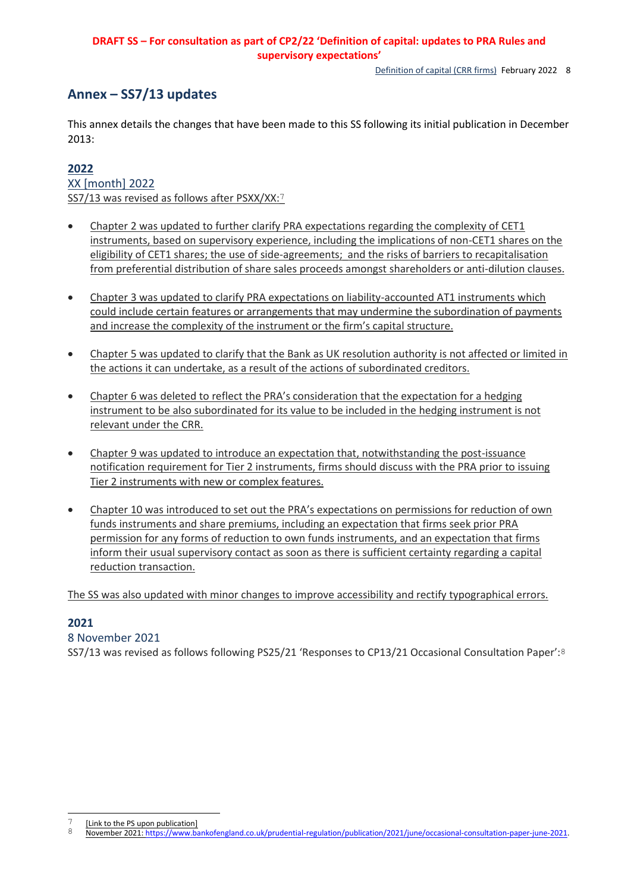## Annex – SS7/13 updates

This annex details the changes that have been made to this SS following its initial publication in December 2013:

### 2022

XX [month] 2022

SS7/13 was revised as follows after PSXX/XX:[7]

- Chapter 2 was updated to further clarify PRA expectations regarding the complexity of CET1 instruments, based on supervisory experience, including the implications of non-CET1 shares on the eligibility of CET1 shares; the use of side-agreements; and the risks of barriers to recapitalisation from preferential distribution of share sales proceeds amongst shareholders or anti-dilution clauses.
- Chapter 3 was updated to clarify PRA expectations on liability-accounted AT1 instruments which could include certain features or arrangements that may undermine the subordination of payments and increase the complexity of the instrument or the firm's capital structure.
- Chapter 5 was updated to clarify that the Bank as UK resolution authority is not affected or limited in the actions it can undertake, as a result of the actions of subordinated creditors.
- Chapter 6 was deleted to reflect the PRA's consideration that the expectation for a hedging instrument to be also subordinated for its value to be included in the hedging instrument is not relevant under the CRR.
- Chapter 9 was updated to introduce an expectation that, notwithstanding the post-issuance notification requirement for Tier 2 instruments, firms should discuss with the PRA prior to issuing Tier 2 instruments with new or complex features.
- Chapter 10 was introduced to set out the PRA's expectations on permissions for reduction of own funds instruments and share premiums, including an expectation that firms seek prior PRA permission for any forms of reduction to own funds instruments, and an expectation that firms inform their usual supervisory contact as soon as there is sufficient certainty regarding a capital reduction transaction.

The SS was also updated with minor changes to improve accessibility and rectify typographical errors.

### 2021

8 November 2021

SS7/13 was revised as follows following PS25/21 'Responses to CP13/21 Occasional Consultation Paper':[8]

---

[7] [Link to the PS upon publication]

[8] November 2021: https://www.bankofengland.co.uk/prudential-regulation/publication/2021/june/occasional-consultation-paper-june-2021.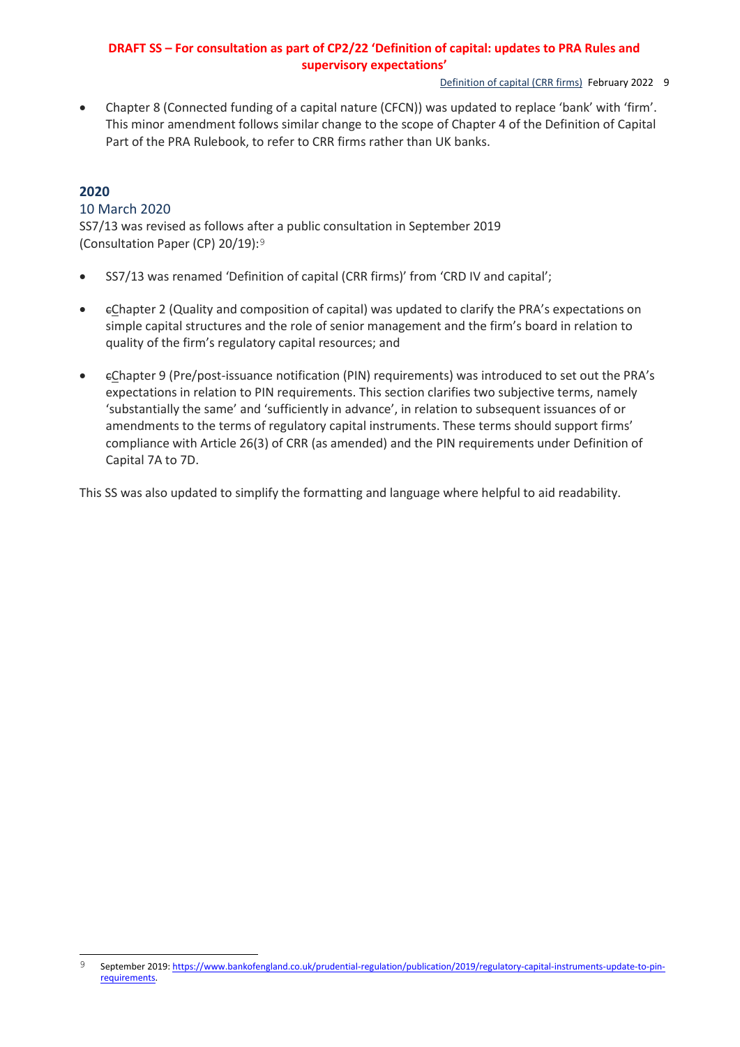- Chapter 8 (Connected funding of a capital nature (CFCN)) was updated to replace 'bank' with 'firm'. This minor amendment follows similar change to the scope of Chapter 4 of the Definition of Capital Part of the PRA Rulebook, to refer to CRR firms rather than UK banks.

## 2020

### 10 March 2020

SS7/13 was revised as follows after a public consultation in September 2019 (Consultation Paper (CP) 20/19):[9]

- SS7/13 was renamed 'Definition of capital (CRR firms)' from 'CRD IV and capital';
- ~~c~~Chapter 2 (Quality and composition of capital) was updated to clarify the PRA's expectations on simple capital structures and the role of senior management and the firm's board in relation to quality of the firm's regulatory capital resources; and
- ~~c~~Chapter 9 (Pre/post-issuance notification (PIN) requirements) was introduced to set out the PRA's expectations in relation to PIN requirements. This section clarifies two subjective terms, namely 'substantially the same' and 'sufficiently in advance', in relation to subsequent issuances of or amendments to the terms of regulatory capital instruments. These terms should support firms' compliance with Article 26(3) of CRR (as amended) and the PIN requirements under Definition of Capital 7A to 7D.

This SS was also updated to simplify the formatting and language where helpful to aid readability.

---

[9] September 2019: https://www.bankofengland.co.uk/prudential-regulation/publication/2019/regulatory-capital-instruments-update-to-pin-requirements.